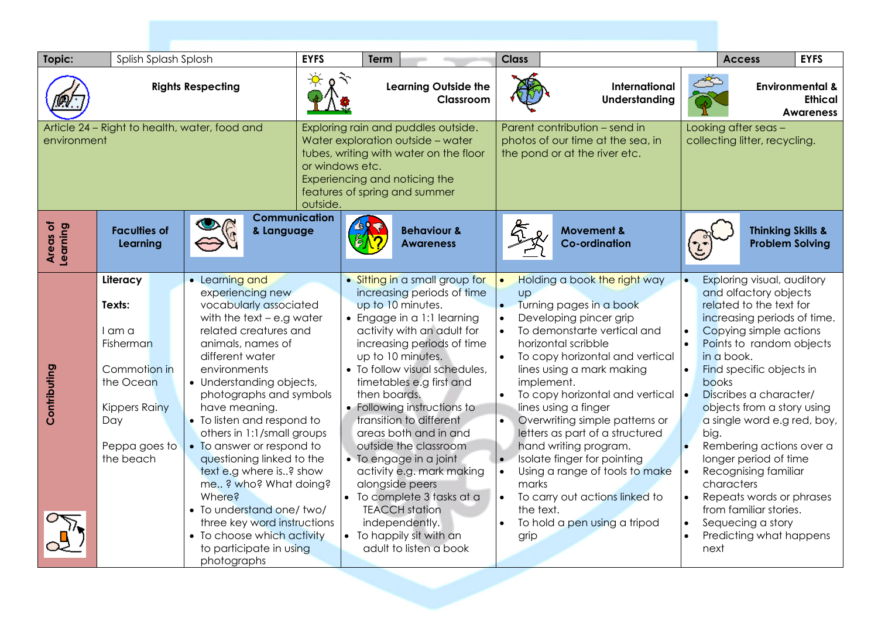| Topic: | Splish Splash Splosh | EYFS | Term | Class | | Access | EYFS |
|---|---|---|---|---|---|---|---|
| **Rights Respecting** | | **Learning Outside the Classroom** | | **International Understanding** | | **Environmental & Ethical Awareness** | |
| Article 24 – Right to health, water, food and environment | | Exploring rain and puddles outside. Water exploration outside – water tubes, writing with water on the floor or windows etc. Experiencing and noticing the features of spring and summer outside. | | Parent contribution – send in photos of our time at the sea, in the pond or at the river etc. | | Looking after seas – collecting litter, recycling. | |

| Areas of Learning | Faculties of Learning | Communication & Language | Behaviour & Awareness | Movement & Co-ordination | Thinking Skills & Problem Solving |
|---|---|---|---|---|---|
| **Contributing** | **Literacy**<br><br>**Texts:**<br><br>I am a Fisherman<br><br>Commotion in the Ocean<br><br>Kippers Rainy Day<br><br>Peppa goes to the beach | • Learning and experiencing new vocabulary associated with the text – e.g water related creatures and animals, names of different water environments<br>• Understanding objects, photographs and symbols have meaning.<br>• To listen and respond to others in 1:1/small groups<br>• To answer or respond to questioning linked to the text e.g where is..? show me.. ? who? What doing? Where?<br>• To understand one/ two/ three key word instructions<br>• To choose which activity to participate in using photographs | • Sitting in a small group for increasing periods of time up to 10 minutes.<br>• Engage in a 1:1 learning activity with an adult for increasing periods of time up to 10 minutes.<br>• To follow visual schedules, timetables e.g first and then boards.<br>• Following instructions to transition to different areas both and in and outside the classroom<br>• To engage in a joint activity e.g. mark making alongside peers<br>• To complete 3 tasks at a TEACCH station independently.<br>• To happily sit with an adult to listen a book | • Holding a book the right way up<br>• Turning pages in a book<br>• Developing pincer grip<br>• To demonstarte vertical and horizontal scribble<br>• To copy horizontal and vertical lines using a mark making implement.<br>• To copy horizontal and vertical lines using a finger<br>• Overwriting simple patterns or letters as part of a structured hand writing program.<br>• Isolate finger for pointing<br>• Using a range of tools to make marks<br>• To carry out actions linked to the text.<br>• To hold a pen using a tripod grip | • Exploring visual, auditory and olfactory objects related to the text for increasing periods of time.<br>• Copying simple actions<br>• Points to random objects in a book.<br>• Find specific objects in books<br>• Discribes a character/ objects from a story using a single word e.g red, boy, big.<br>• Rembering actions over a longer period of time<br>• Recognising familiar characters<br>• Repeats words or phrases from familiar stories.<br>• Sequecing a story<br>• Predicting what happens next |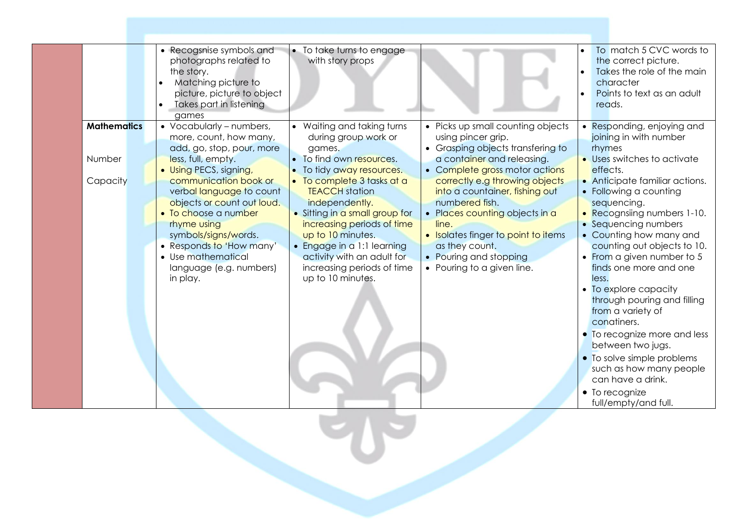| | | | | | |
|---|---|---|---|---|---|
| | | • Recogsnise symbols and photographs related to the story.<br>• Matching picture to picture, picture to object<br>• Takes part in listening games | • To take turns to engage with story props | | • To match 5 CVC words to the correct picture.<br>• Takes the role of the main character<br>• Points to text as an adult reads. |
| | **Mathematics**<br><br>Number<br><br>Capacity | • Vocabularly – numbers, more, count, how many, add, go, stop, pour, more less, full, empty.<br>• Using PECS, signing, communication book or verbal language to count objects or count out loud.<br>• To choose a number rhyme using symbols/signs/words.<br>• Responds to 'How many'<br>• Use mathematical language (e.g. numbers) in play. | • Waiting and taking turns during group work or games.<br>• To find own resources.<br>• To tidy away resources.<br>• To complete 3 tasks at a TEACCH station independently.<br>• Sitting in a small group for increasing periods of time up to 10 minutes.<br>• Engage in a 1:1 learning activity with an adult for increasing periods of time up to 10 minutes. | • Picks up small counting objects using pincer grip.<br>• Grasping objects transfering to a container and releasing.<br>• Complete gross motor actions correctly e.g throwing objects into a countainer, fishing out numbered fish.<br>• Places counting objects in a line.<br>• Isolates finger to point to items as they count.<br>• Pouring and stopping<br>• Pouring to a given line. | • Responding, enjoying and joining in with number rhymes<br>• Uses switches to activate effects.<br>• Anticipate familiar actions.<br>• Following a counting sequencing.<br>• Recognsiing numbers 1-10.<br>• Sequencing numbers<br>• Counting how many and counting out objects to 10.<br>• From a given number to 5 finds one more and one less.<br>• To explore capacity through pouring and filling from a variety of conatiners.<br>• To recognize more and less between two jugs.<br>• To solve simple problems such as how many people can have a drink.<br>• To recognize full/empty/and full. |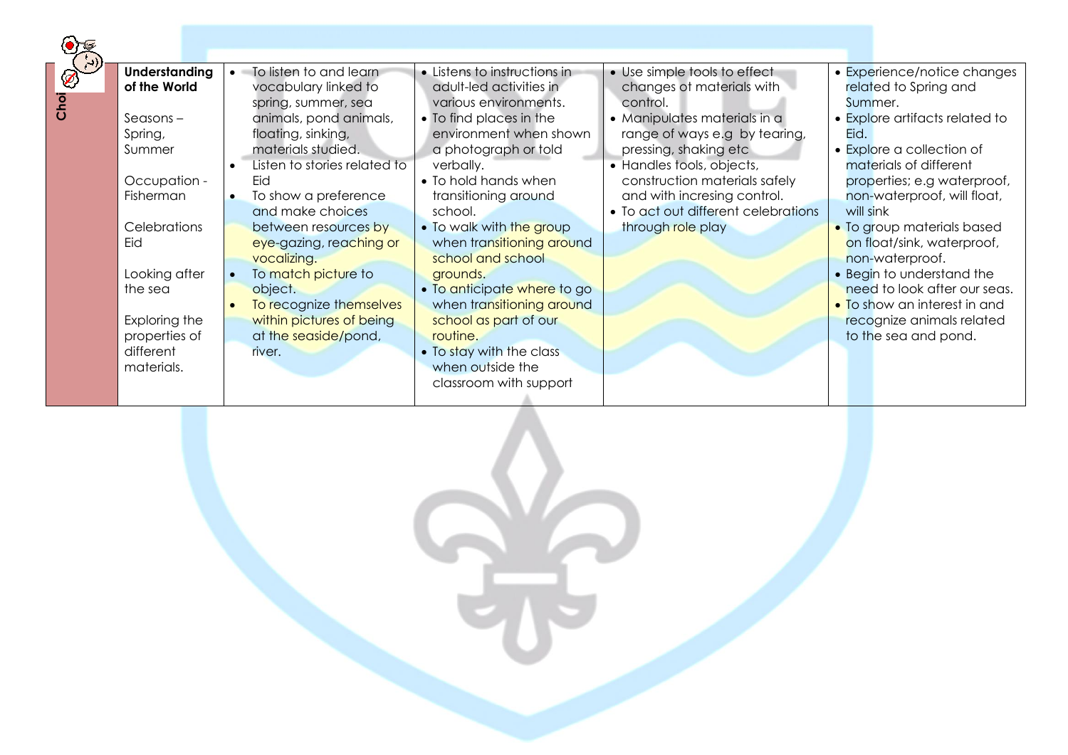| Choi | Understanding of the World<br><br>Seasons – Spring, Summer<br><br>Occupation - Fisherman<br><br>Celebrations Eid<br><br>Looking after the sea<br><br>Exploring the properties of different materials. | • To listen to and learn vocabulary linked to spring, summer, sea animals, pond animals, floating, sinking, materials studied.<br>• Listen to stories related to Eid<br>• To show a preference and make choices between resources by eye-gazing, reaching or vocalizing.<br>• To match picture to object.<br>• To recognize themselves within pictures of being at the seaside/pond, river. | • Listens to instructions in adult-led activities in various environments.<br>• To find places in the environment when shown a photograph or told verbally.<br>• To hold hands when transitioning around school.<br>• To walk with the group when transitioning around school and school grounds.<br>• To anticipate where to go when transitioning around school as part of our routine.<br>• To stay with the class when outside the classroom with support | • Use simple tools to effect changes ot materials with control.<br>• Manipulates materials in a range of ways e.g by tearing, pressing, shaking etc<br>• Handles tools, objects, construction materials safely and with incresing control.<br>• To act out different celebrations through role play | • Experience/notice changes related to Spring and Summer.<br>• Explore artifacts related to Eid.<br>• Explore a collection of materials of different properties; e.g waterproof, non-waterproof, will float, will sink<br>• To group materials based on float/sink, waterproof, non-waterproof.<br>• Begin to understand the need to look after our seas.<br>• To show an interest in and recognize animals related to the sea and pond. |
|---|---|---|---|---|---|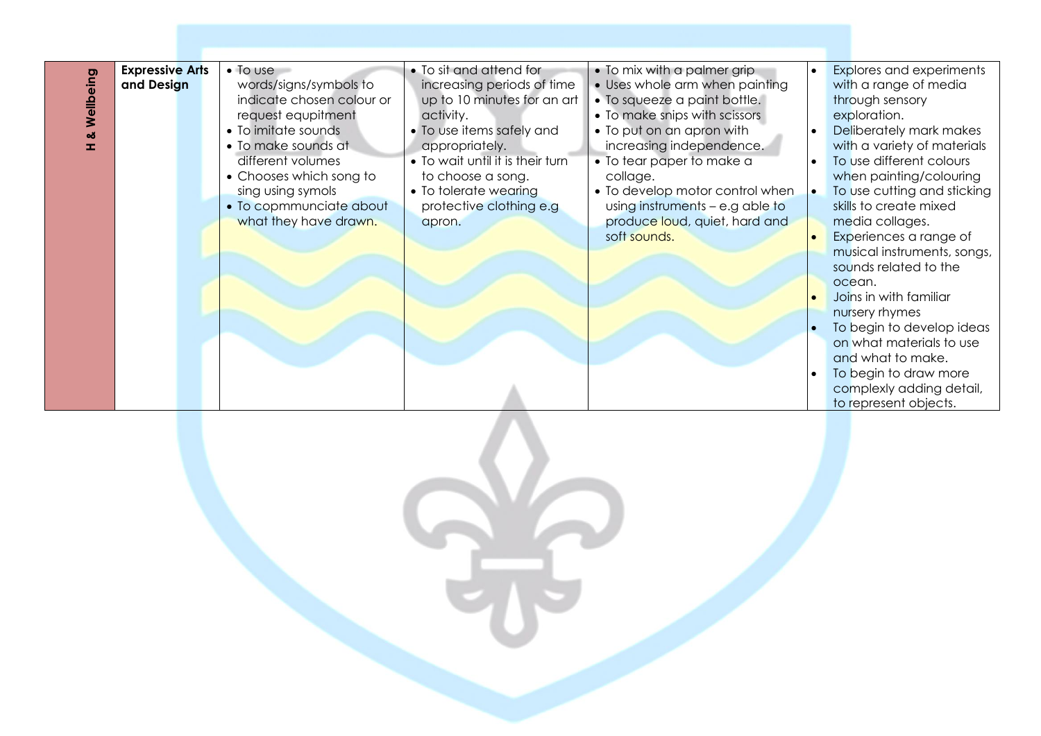| | | | | | |
|---|---|---|---|---|---|
| H & Wellbeing | **Expressive Arts and Design** | • To use words/signs/symbols to indicate chosen colour or request equpitment<br>• To imitate sounds<br>• To make sounds at different volumes<br>• Chooses which song to sing using symols<br>• To copmmunciate about what they have drawn. | • To sit and attend for increasing periods of time up to 10 minutes for an art activity.<br>• To use items safely and appropriately.<br>• To wait until it is their turn to choose a song.<br>• To tolerate wearing protective clothing e.g apron. | • To mix with a palmer grip<br>• Uses whole arm when painting<br>• To squeeze a paint bottle.<br>• To make snips with scissors<br>• To put on an apron with increasing independence.<br>• To tear paper to make a collage.<br>• To develop motor control when using instruments – e.g able to produce loud, quiet, hard and soft sounds. | • Explores and experiments with a range of media through sensory exploration.<br>• Deliberately mark makes with a variety of materials<br>• To use different colours when painting/colouring<br>• To use cutting and sticking skills to create mixed media collages.<br>• Experiences a range of musical instruments, songs, sounds related to the ocean.<br>• Joins in with familiar nursery rhymes<br>• To begin to develop ideas on what materials to use and what to make.<br>• To begin to draw more complexly adding detail, to represent objects. |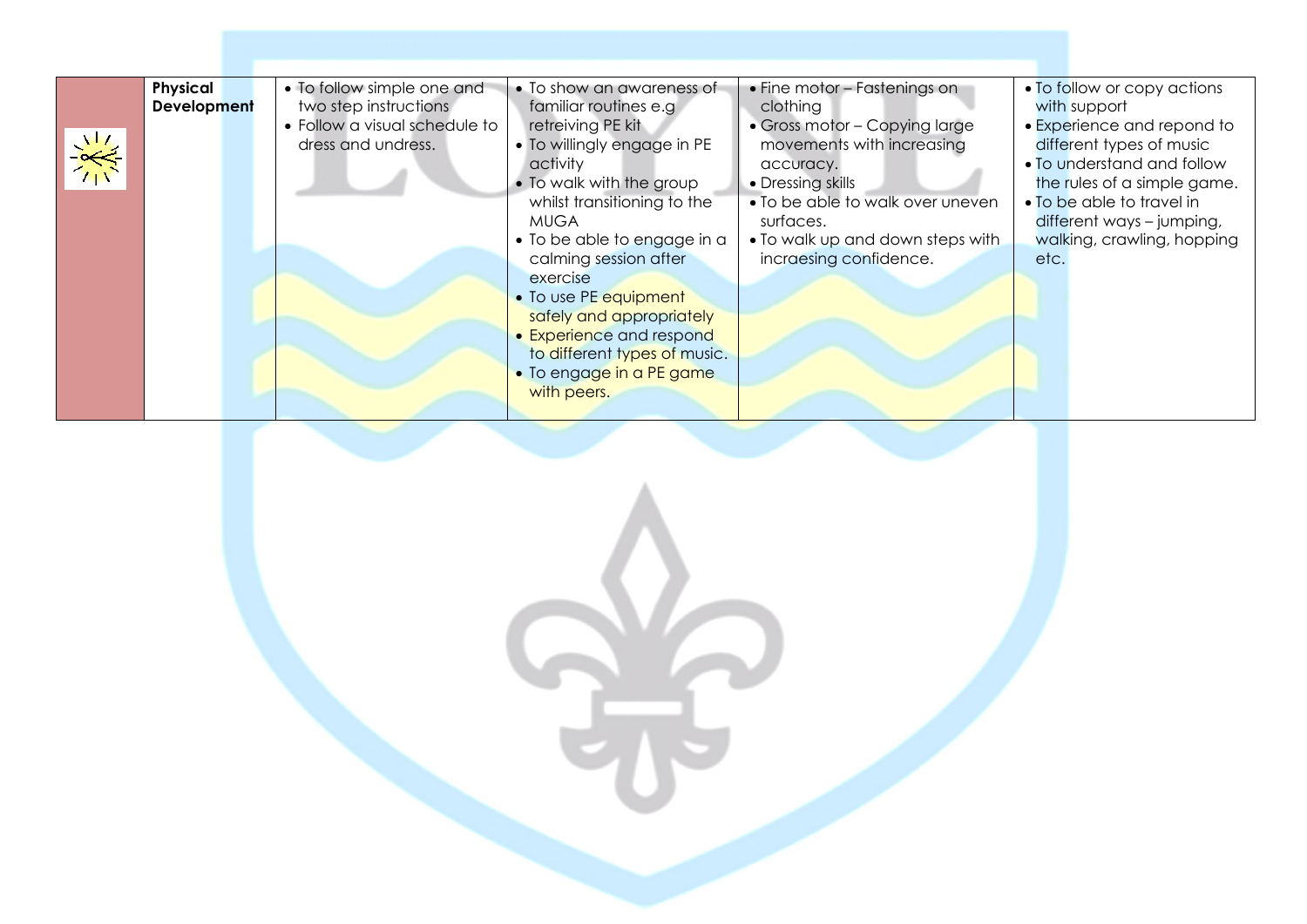| | | | | | |
|---|---|---|---|---|---|
| | **Physical Development** | • To follow simple one and two step instructions<br>• Follow a visual schedule to dress and undress. | • To show an awareness of familiar routines e.g retreiving PE kit<br>• To willingly engage in PE activity<br>• To walk with the group whilst transitioning to the MUGA<br>• To be able to engage in a calming session after exercise<br>• To use PE equipment safely and appropriately<br>• Experience and respond to different types of music.<br>• To engage in a PE game with peers. | • Fine motor – Fastenings on clothing<br>• Gross motor – Copying large movements with increasing accuracy.<br>• Dressing skills<br>• To be able to walk over uneven surfaces.<br>• To walk up and down steps with incraesing confidence. | • To follow or copy actions with support<br>• Experience and repond to different types of music<br>• To understand and follow the rules of a simple game.<br>• To be able to travel in different ways – jumping, walking, crawling, hopping etc. |